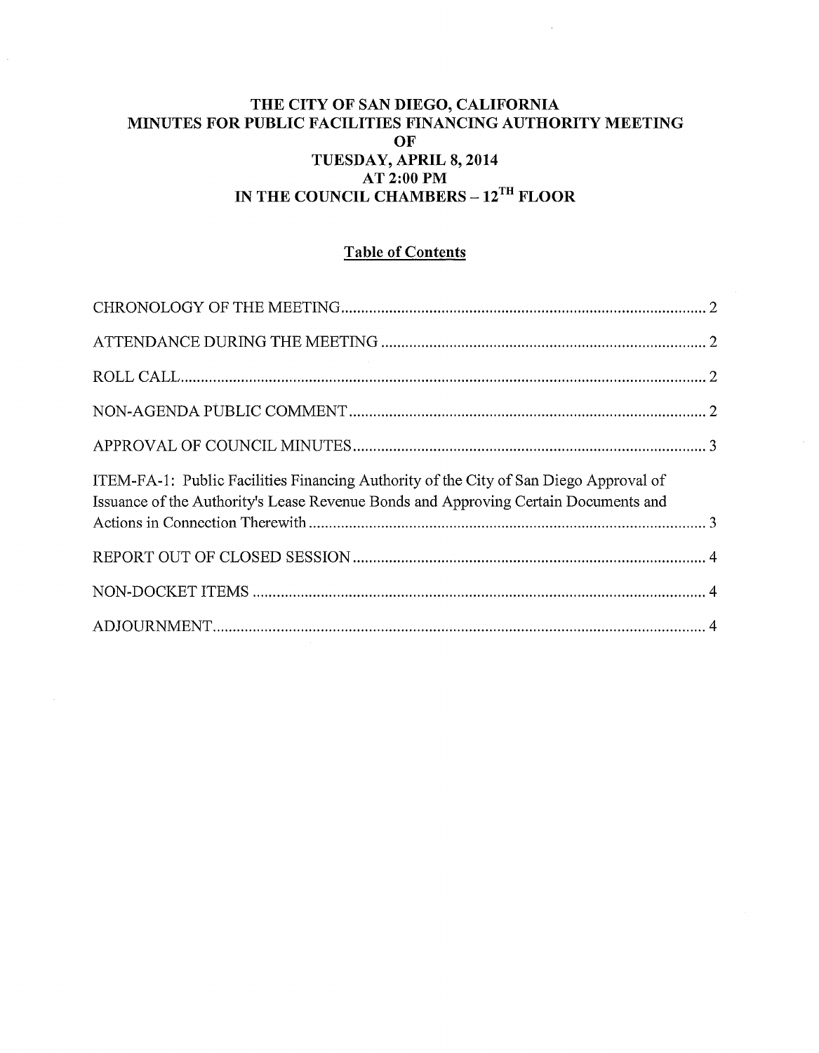# THE CITY OF SAN DIEGO, CALIFORNIA
# MINUTES FOR PUBLIC FACILITIES FINANCING AUTHORITY MEETING
# OF
# TUESDAY, APRIL 8, 2014
# AT 2:00 PM
# IN THE COUNCIL CHAMBERS – 12TH FLOOR

## Table of Contents

CHRONOLOGY OF THE MEETING .......... 2

ATTENDANCE DURING THE MEETING .......... 2

ROLL CALL .......... 2

NON-AGENDA PUBLIC COMMENT .......... 2

APPROVAL OF COUNCIL MINUTES .......... 3

ITEM-FA-1: Public Facilities Financing Authority of the City of San Diego Approval of Issuance of the Authority's Lease Revenue Bonds and Approving Certain Documents and Actions in Connection Therewith .......... 3

REPORT OUT OF CLOSED SESSION .......... 4

NON-DOCKET ITEMS .......... 4

ADJOURNMENT .......... 4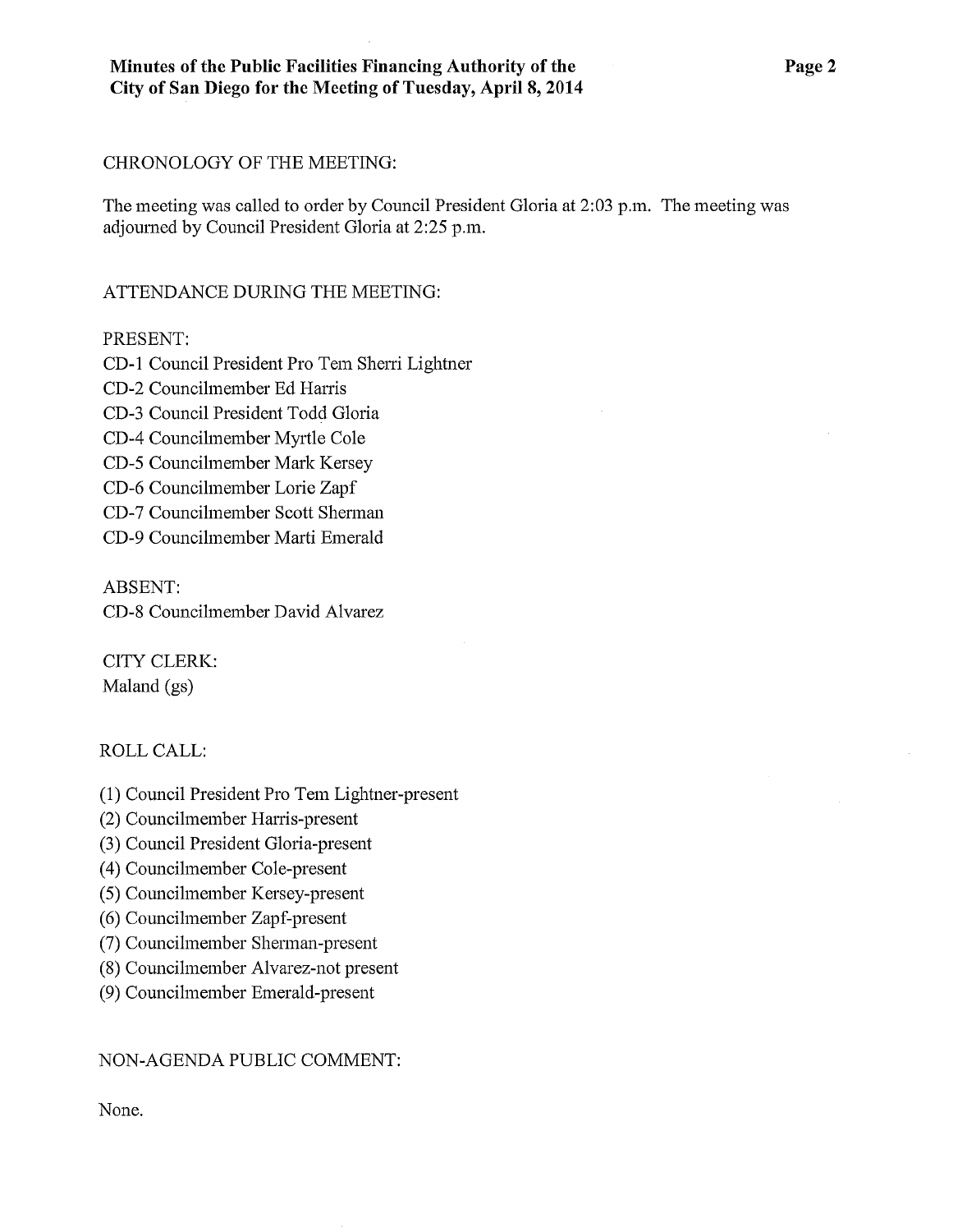CHRONOLOGY OF THE MEETING:

The meeting was called to order by Council President Gloria at 2:03 p.m. The meeting was adjourned by Council President Gloria at 2:25 p.m.

ATTENDANCE DURING THE MEETING:

PRESENT:
CD-1 Council President Pro Tem Sherri Lightner
CD-2 Councilmember Ed Harris
CD-3 Council President Todd Gloria
CD-4 Councilmember Myrtle Cole
CD-5 Councilmember Mark Kersey
CD-6 Councilmember Lorie Zapf
CD-7 Councilmember Scott Sherman
CD-9 Councilmember Marti Emerald

ABSENT:
CD-8 Councilmember David Alvarez

CITY CLERK:
Maland (gs)

ROLL CALL:

(1) Council President Pro Tem Lightner-present
(2) Councilmember Harris-present
(3) Council President Gloria-present
(4) Councilmember Cole-present
(5) Councilmember Kersey-present
(6) Councilmember Zapf-present
(7) Councilmember Sherman-present
(8) Councilmember Alvarez-not present
(9) Councilmember Emerald-present

NON-AGENDA PUBLIC COMMENT:

None.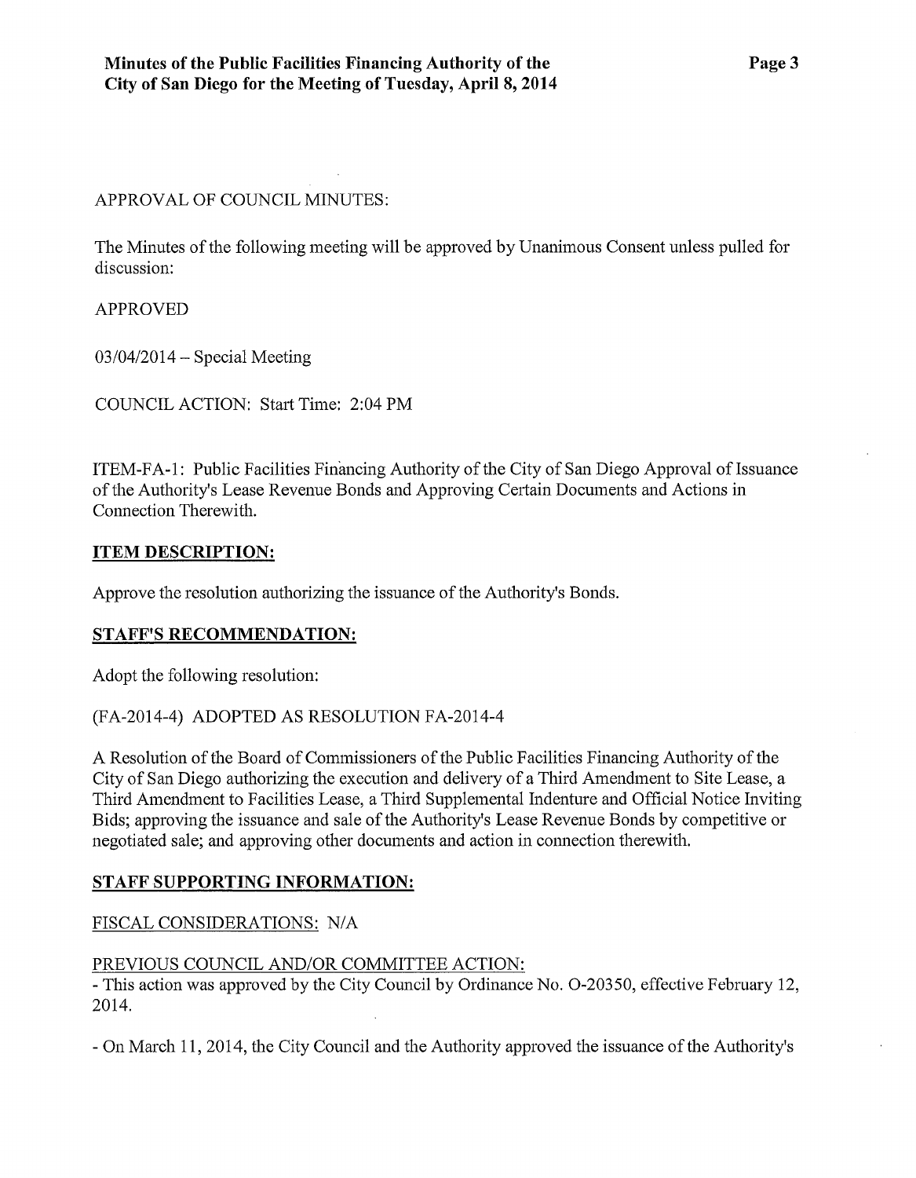APPROVAL OF COUNCIL MINUTES:

The Minutes of the following meeting will be approved by Unanimous Consent unless pulled for discussion:

APPROVED

03/04/2014 – Special Meeting

COUNCIL ACTION: Start Time: 2:04 PM

ITEM-FA-1: Public Facilities Financing Authority of the City of San Diego Approval of Issuance of the Authority's Lease Revenue Bonds and Approving Certain Documents and Actions in Connection Therewith.

**ITEM DESCRIPTION:**

Approve the resolution authorizing the issuance of the Authority's Bonds.

**STAFF'S RECOMMENDATION:**

Adopt the following resolution:

(FA-2014-4) ADOPTED AS RESOLUTION FA-2014-4

A Resolution of the Board of Commissioners of the Public Facilities Financing Authority of the City of San Diego authorizing the execution and delivery of a Third Amendment to Site Lease, a Third Amendment to Facilities Lease, a Third Supplemental Indenture and Official Notice Inviting Bids; approving the issuance and sale of the Authority's Lease Revenue Bonds by competitive or negotiated sale; and approving other documents and action in connection therewith.

**STAFF SUPPORTING INFORMATION:**

FISCAL CONSIDERATIONS: N/A

PREVIOUS COUNCIL AND/OR COMMITTEE ACTION:

- This action was approved by the City Council by Ordinance No. O-20350, effective February 12, 2014.

- On March 11, 2014, the City Council and the Authority approved the issuance of the Authority's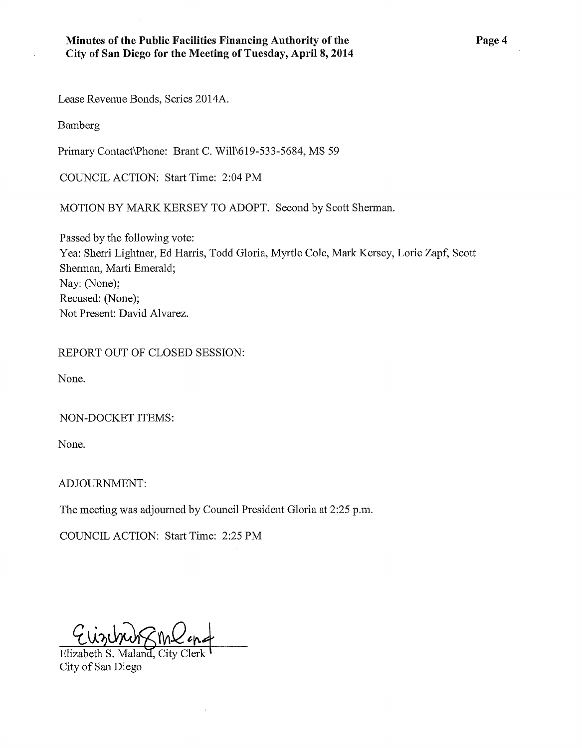Lease Revenue Bonds, Series 2014A.

Bamberg

Primary Contact\Phone: Brant C. Will\619-533-5684, MS 59

COUNCIL ACTION: Start Time: 2:04 PM

MOTION BY MARK KERSEY TO ADOPT. Second by Scott Sherman.

Passed by the following vote:
Yea: Sherri Lightner, Ed Harris, Todd Gloria, Myrtle Cole, Mark Kersey, Lorie Zapf, Scott Sherman, Marti Emerald;
Nay: (None);
Recused: (None);
Not Present: David Alvarez.

REPORT OUT OF CLOSED SESSION:

None.

NON-DOCKET ITEMS:

None.

ADJOURNMENT:

The meeting was adjourned by Council President Gloria at 2:25 p.m.

COUNCIL ACTION: Start Time: 2:25 PM

Elizabeth S. Maland, City Clerk
City of San Diego